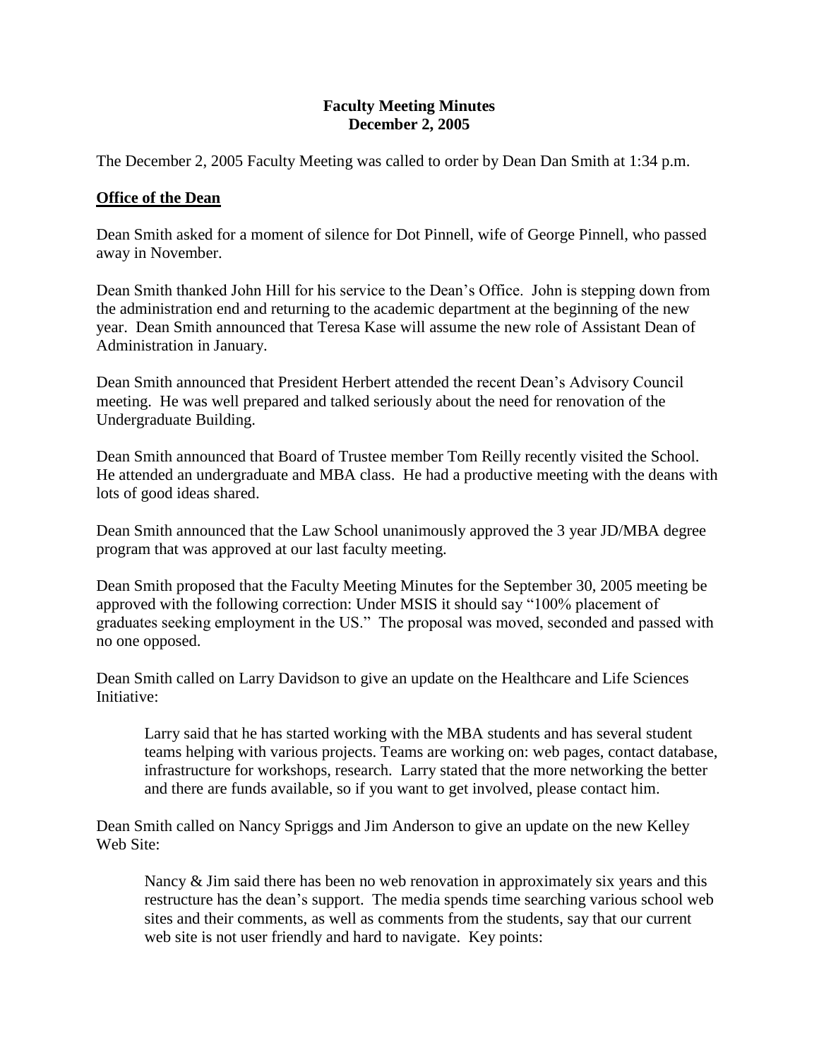**Faculty Meeting Minutes**
**December 2, 2005**

The December 2, 2005 Faculty Meeting was called to order by Dean Dan Smith at 1:34 p.m.

**Office of the Dean**

Dean Smith asked for a moment of silence for Dot Pinnell, wife of George Pinnell, who passed away in November.

Dean Smith thanked John Hill for his service to the Dean's Office. John is stepping down from the administration end and returning to the academic department at the beginning of the new year. Dean Smith announced that Teresa Kase will assume the new role of Assistant Dean of Administration in January.

Dean Smith announced that President Herbert attended the recent Dean's Advisory Council meeting. He was well prepared and talked seriously about the need for renovation of the Undergraduate Building.

Dean Smith announced that Board of Trustee member Tom Reilly recently visited the School. He attended an undergraduate and MBA class. He had a productive meeting with the deans with lots of good ideas shared.

Dean Smith announced that the Law School unanimously approved the 3 year JD/MBA degree program that was approved at our last faculty meeting.

Dean Smith proposed that the Faculty Meeting Minutes for the September 30, 2005 meeting be approved with the following correction: Under MSIS it should say "100% placement of graduates seeking employment in the US." The proposal was moved, seconded and passed with no one opposed.

Dean Smith called on Larry Davidson to give an update on the Healthcare and Life Sciences Initiative:

> Larry said that he has started working with the MBA students and has several student teams helping with various projects. Teams are working on: web pages, contact database, infrastructure for workshops, research. Larry stated that the more networking the better and there are funds available, so if you want to get involved, please contact him.

Dean Smith called on Nancy Spriggs and Jim Anderson to give an update on the new Kelley Web Site:

> Nancy & Jim said there has been no web renovation in approximately six years and this restructure has the dean's support. The media spends time searching various school web sites and their comments, as well as comments from the students, say that our current web site is not user friendly and hard to navigate. Key points: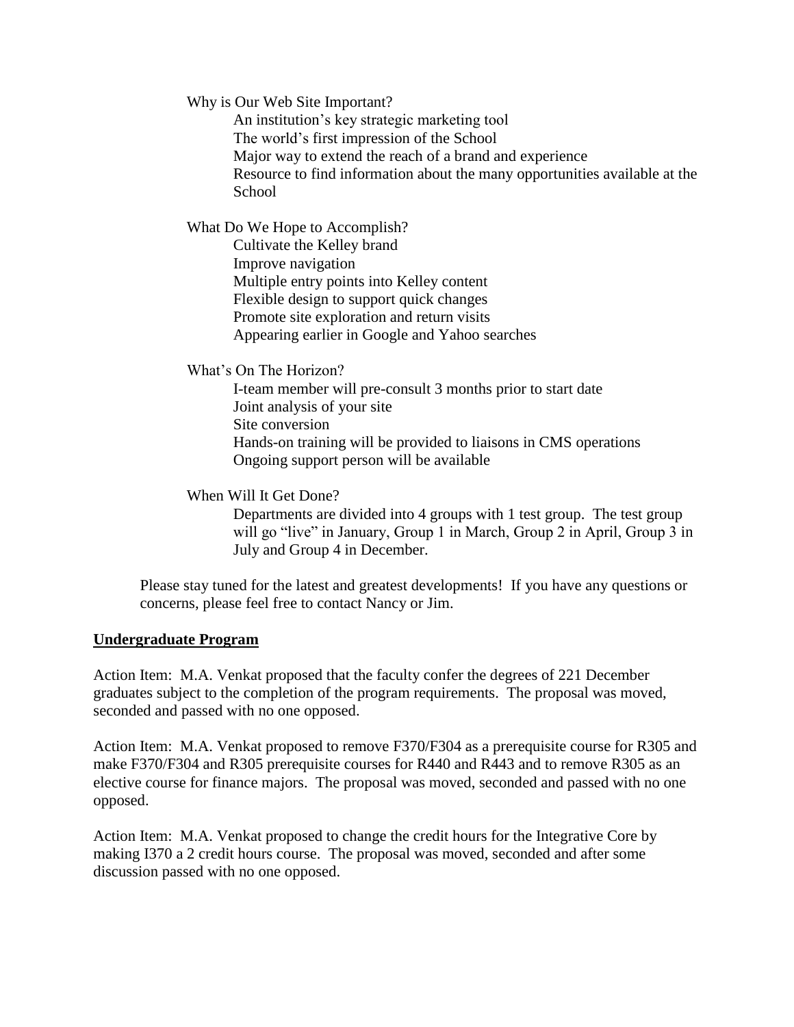Why is Our Web Site Important?

- An institution's key strategic marketing tool
- The world's first impression of the School
- Major way to extend the reach of a brand and experience
- Resource to find information about the many opportunities available at the School

What Do We Hope to Accomplish?

- Cultivate the Kelley brand
- Improve navigation
- Multiple entry points into Kelley content
- Flexible design to support quick changes
- Promote site exploration and return visits
- Appearing earlier in Google and Yahoo searches

What's On The Horizon?

- I-team member will pre-consult 3 months prior to start date
- Joint analysis of your site
- Site conversion
- Hands-on training will be provided to liaisons in CMS operations
- Ongoing support person will be available

When Will It Get Done?

- Departments are divided into 4 groups with 1 test group. The test group will go "live" in January, Group 1 in March, Group 2 in April, Group 3 in July and Group 4 in December.

Please stay tuned for the latest and greatest developments! If you have any questions or concerns, please feel free to contact Nancy or Jim.

## Undergraduate Program

Action Item: M.A. Venkat proposed that the faculty confer the degrees of 221 December graduates subject to the completion of the program requirements. The proposal was moved, seconded and passed with no one opposed.

Action Item: M.A. Venkat proposed to remove F370/F304 as a prerequisite course for R305 and make F370/F304 and R305 prerequisite courses for R440 and R443 and to remove R305 as an elective course for finance majors. The proposal was moved, seconded and passed with no one opposed.

Action Item: M.A. Venkat proposed to change the credit hours for the Integrative Core by making I370 a 2 credit hours course. The proposal was moved, seconded and after some discussion passed with no one opposed.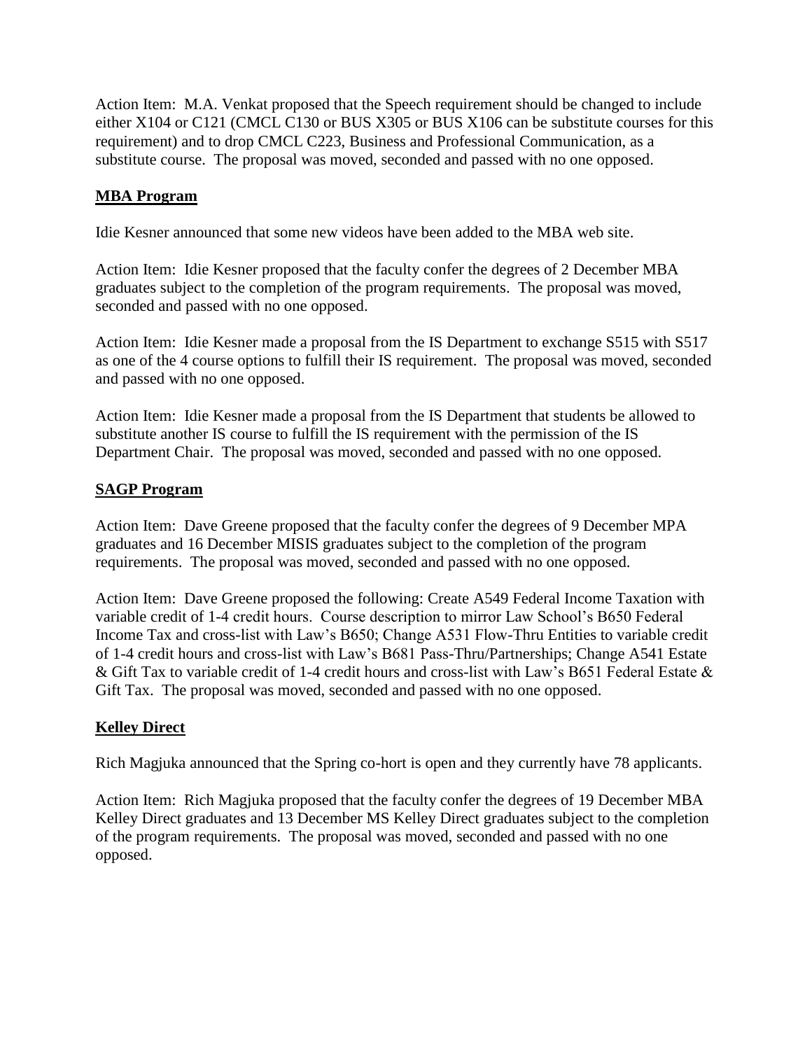Action Item: M.A. Venkat proposed that the Speech requirement should be changed to include either X104 or C121 (CMCL C130 or BUS X305 or BUS X106 can be substitute courses for this requirement) and to drop CMCL C223, Business and Professional Communication, as a substitute course. The proposal was moved, seconded and passed with no one opposed.

## MBA Program

Idie Kesner announced that some new videos have been added to the MBA web site.

Action Item: Idie Kesner proposed that the faculty confer the degrees of 2 December MBA graduates subject to the completion of the program requirements. The proposal was moved, seconded and passed with no one opposed.

Action Item: Idie Kesner made a proposal from the IS Department to exchange S515 with S517 as one of the 4 course options to fulfill their IS requirement. The proposal was moved, seconded and passed with no one opposed.

Action Item: Idie Kesner made a proposal from the IS Department that students be allowed to substitute another IS course to fulfill the IS requirement with the permission of the IS Department Chair. The proposal was moved, seconded and passed with no one opposed.

## SAGP Program

Action Item: Dave Greene proposed that the faculty confer the degrees of 9 December MPA graduates and 16 December MISIS graduates subject to the completion of the program requirements. The proposal was moved, seconded and passed with no one opposed.

Action Item: Dave Greene proposed the following: Create A549 Federal Income Taxation with variable credit of 1-4 credit hours. Course description to mirror Law School's B650 Federal Income Tax and cross-list with Law's B650; Change A531 Flow-Thru Entities to variable credit of 1-4 credit hours and cross-list with Law's B681 Pass-Thru/Partnerships; Change A541 Estate & Gift Tax to variable credit of 1-4 credit hours and cross-list with Law's B651 Federal Estate & Gift Tax. The proposal was moved, seconded and passed with no one opposed.

## Kelley Direct

Rich Magjuka announced that the Spring co-hort is open and they currently have 78 applicants.

Action Item: Rich Magjuka proposed that the faculty confer the degrees of 19 December MBA Kelley Direct graduates and 13 December MS Kelley Direct graduates subject to the completion of the program requirements. The proposal was moved, seconded and passed with no one opposed.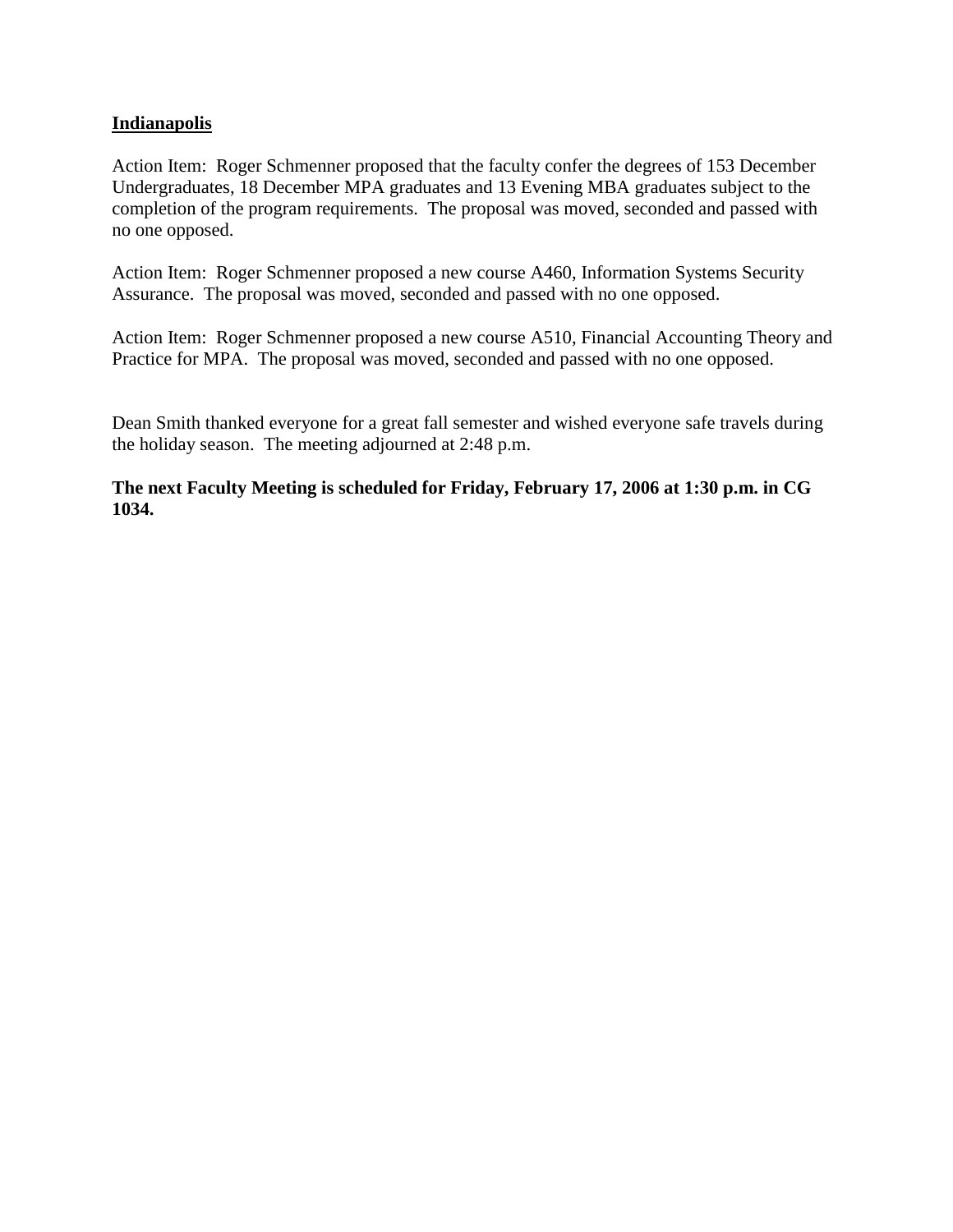**Indianapolis**

Action Item: Roger Schmenner proposed that the faculty confer the degrees of 153 December Undergraduates, 18 December MPA graduates and 13 Evening MBA graduates subject to the completion of the program requirements. The proposal was moved, seconded and passed with no one opposed.

Action Item: Roger Schmenner proposed a new course A460, Information Systems Security Assurance. The proposal was moved, seconded and passed with no one opposed.

Action Item: Roger Schmenner proposed a new course A510, Financial Accounting Theory and Practice for MPA. The proposal was moved, seconded and passed with no one opposed.

Dean Smith thanked everyone for a great fall semester and wished everyone safe travels during the holiday season. The meeting adjourned at 2:48 p.m.

**The next Faculty Meeting is scheduled for Friday, February 17, 2006 at 1:30 p.m. in CG 1034.**